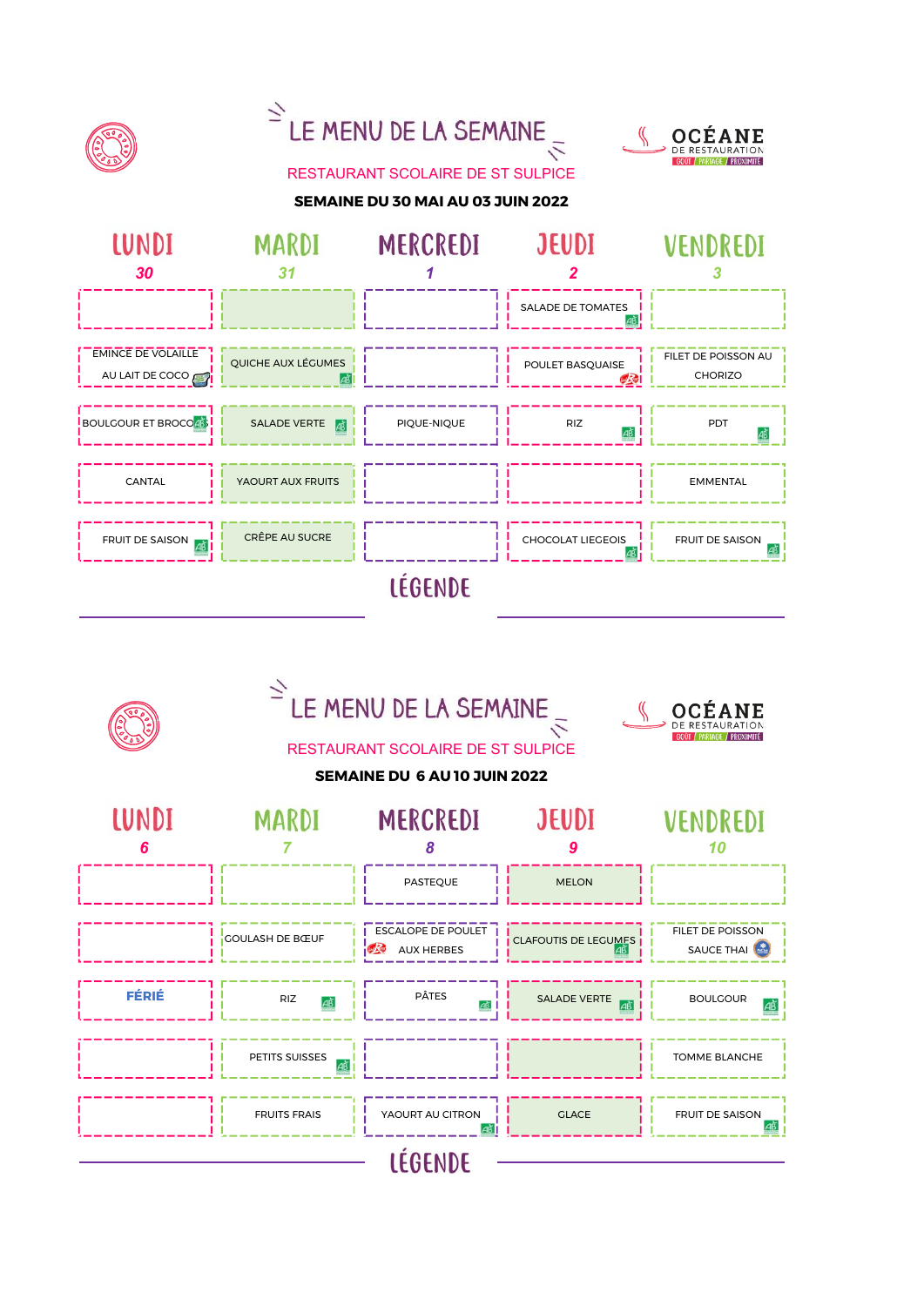# LE MENU DE LA SEMAINE

OCÉANE DE RESTAURATION — GOÛT / PARTAGE / PROXIMITÉ

## RESTAURANT SCOLAIRE DE ST SULPICE

**SEMAINE DU 30 MAI AU 03 JUIN 2022**

| LUNDI 30 | MARDI 31 | MERCREDI 1 | JEUDI 2 | VENDREDI 3 |
|---|---|---|---|---|
| | | | SALADE DE TOMATES | |
| EMINCE DE VOLAILLE AU LAIT DE COCO | QUICHE AUX LÉGUMES | | POULET BASQUAISE | FILET DE POISSON AU CHORIZO |
| BOULGOUR ET BROCO | SALADE VERTE | PIQUE-NIQUE | RIZ | PDT |
| CANTAL | YAOURT AUX FRUITS | | | EMMENTAL |
| FRUIT DE SAISON | CRÊPE AU SUCRE | | CHOCOLAT LIEGEOIS | FRUIT DE SAISON |

LÉGENDE

# LE MENU DE LA SEMAINE

OCÉANE DE RESTAURATION — GOÛT / PARTAGE / PROXIMITÉ

## RESTAURANT SCOLAIRE DE ST SULPICE

**SEMAINE DU 6 AU 10 JUIN 2022**

| LUNDI 6 | MARDI 7 | MERCREDI 8 | JEUDI 9 | VENDREDI 10 |
|---|---|---|---|---|
| | | PASTEQUE | MELON | |
| | GOULASH DE BŒUF | ESCALOPE DE POULET AUX HERBES | CLAFOUTIS DE LEGUMES | FILET DE POISSON SAUCE THAI |
| FÉRIÉ | RIZ | PÂTES | SALADE VERTE | BOULGOUR |
| | PETITS SUISSES | | | TOMME BLANCHE |
| | FRUITS FRAIS | YAOURT AU CITRON | GLACE | FRUIT DE SAISON |

LÉGENDE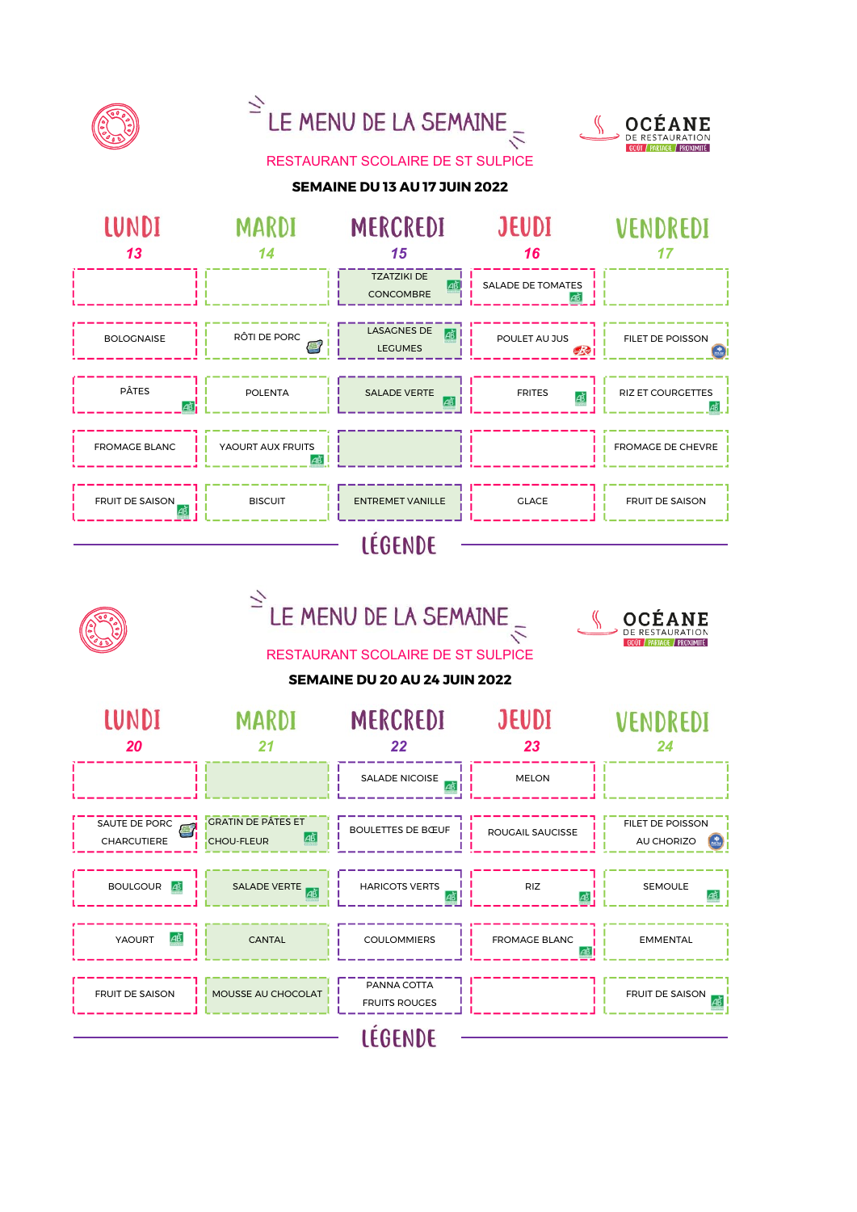# LE MENU DE LA SEMAINE

OCÉANE DE RESTAURATION — GOÛT / PARTAGE / PROXIMITÉ

## RESTAURANT SCOLAIRE DE ST SULPICE

**SEMAINE DU 13 AU 17 JUIN 2022**

| LUNDI 13 | MARDI 14 | MERCREDI 15 | JEUDI 16 | VENDREDI 17 |
|---|---|---|---|---|
| | | TZATZIKI DE CONCOMBRE | SALADE DE TOMATES | |
| BOLOGNAISE | RÔTI DE PORC | LASAGNES DE LEGUMES | POULET AU JUS | FILET DE POISSON |
| PÂTES | POLENTA | SALADE VERTE | FRITES | RIZ ET COURGETTES |
| FROMAGE BLANC | YAOURT AUX FRUITS | | | FROMAGE DE CHEVRE |
| FRUIT DE SAISON | BISCUIT | ENTREMET VANILLE | GLACE | FRUIT DE SAISON |

LÉGENDE

# LE MENU DE LA SEMAINE

OCÉANE DE RESTAURATION — GOÛT / PARTAGE / PROXIMITÉ

## RESTAURANT SCOLAIRE DE ST SULPICE

**SEMAINE DU 20 AU 24 JUIN 2022**

| LUNDI 20 | MARDI 21 | MERCREDI 22 | JEUDI 23 | VENDREDI 24 |
|---|---|---|---|---|
| | | SALADE NICOISE | MELON | |
| SAUTE DE PORC CHARCUTIERE | GRATIN DE PÂTES ET CHOU-FLEUR | BOULETTES DE BŒUF | ROUGAIL SAUCISSE | FILET DE POISSON AU CHORIZO |
| BOULGOUR | SALADE VERTE | HARICOTS VERTS | RIZ | SEMOULE |
| YAOURT | CANTAL | COULOMMIERS | FROMAGE BLANC | EMMENTAL |
| FRUIT DE SAISON | MOUSSE AU CHOCOLAT | PANNA COTTA FRUITS ROUGES | | FRUIT DE SAISON |

LÉGENDE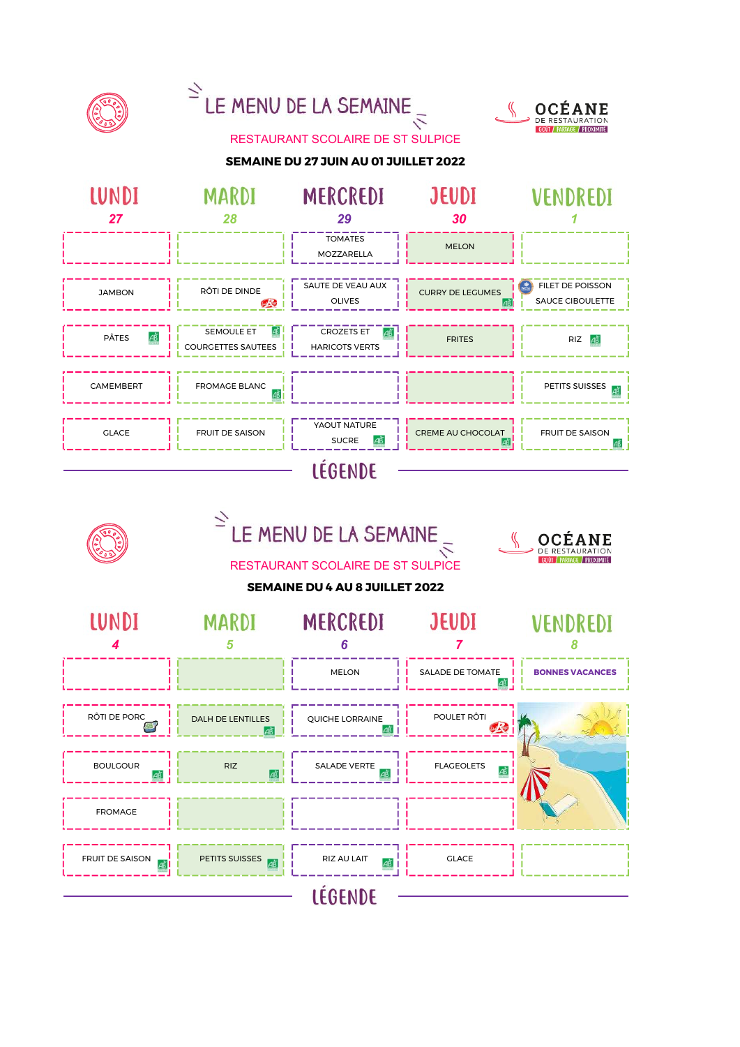# LE MENU DE LA SEMAINE

RESTAURANT SCOLAIRE DE ST SULPICE

**SEMAINE DU 27 JUIN AU 01 JUILLET 2022**

| LUNDI 27 | MARDI 28 | MERCREDI 29 | JEUDI 30 | VENDREDI 1 |
|---|---|---|---|---|
| | | TOMATES MOZZARELLA | MELON | |
| JAMBON | RÔTI DE DINDE | SAUTE DE VEAU AUX OLIVES | CURRY DE LEGUMES | FILET DE POISSON SAUCE CIBOULETTE |
| PÂTES | SEMOULE ET COURGETTES SAUTEES | CROZETS ET HARICOTS VERTS | FRITES | RIZ |
| CAMEMBERT | FROMAGE BLANC | | | PETITS SUISSES |
| GLACE | FRUIT DE SAISON | YAOUT NATURE SUCRE | CREME AU CHOCOLAT | FRUIT DE SAISON |

LÉGENDE

# LE MENU DE LA SEMAINE

RESTAURANT SCOLAIRE DE ST SULPICE

**SEMAINE DU 4 AU 8 JUILLET 2022**

| LUNDI 4 | MARDI 5 | MERCREDI 6 | JEUDI 7 | VENDREDI 8 |
|---|---|---|---|---|
| | | MELON | SALADE DE TOMATE | **BONNES VACANCES** |
| RÔTI DE PORC | DALH DE LENTILLES | QUICHE LORRAINE | POULET RÔTI | |
| BOULGOUR | RIZ | SALADE VERTE | FLAGEOLETS | |
| FROMAGE | | | | |
| FRUIT DE SAISON | PETITS SUISSES | RIZ AU LAIT | GLACE | |

LÉGENDE